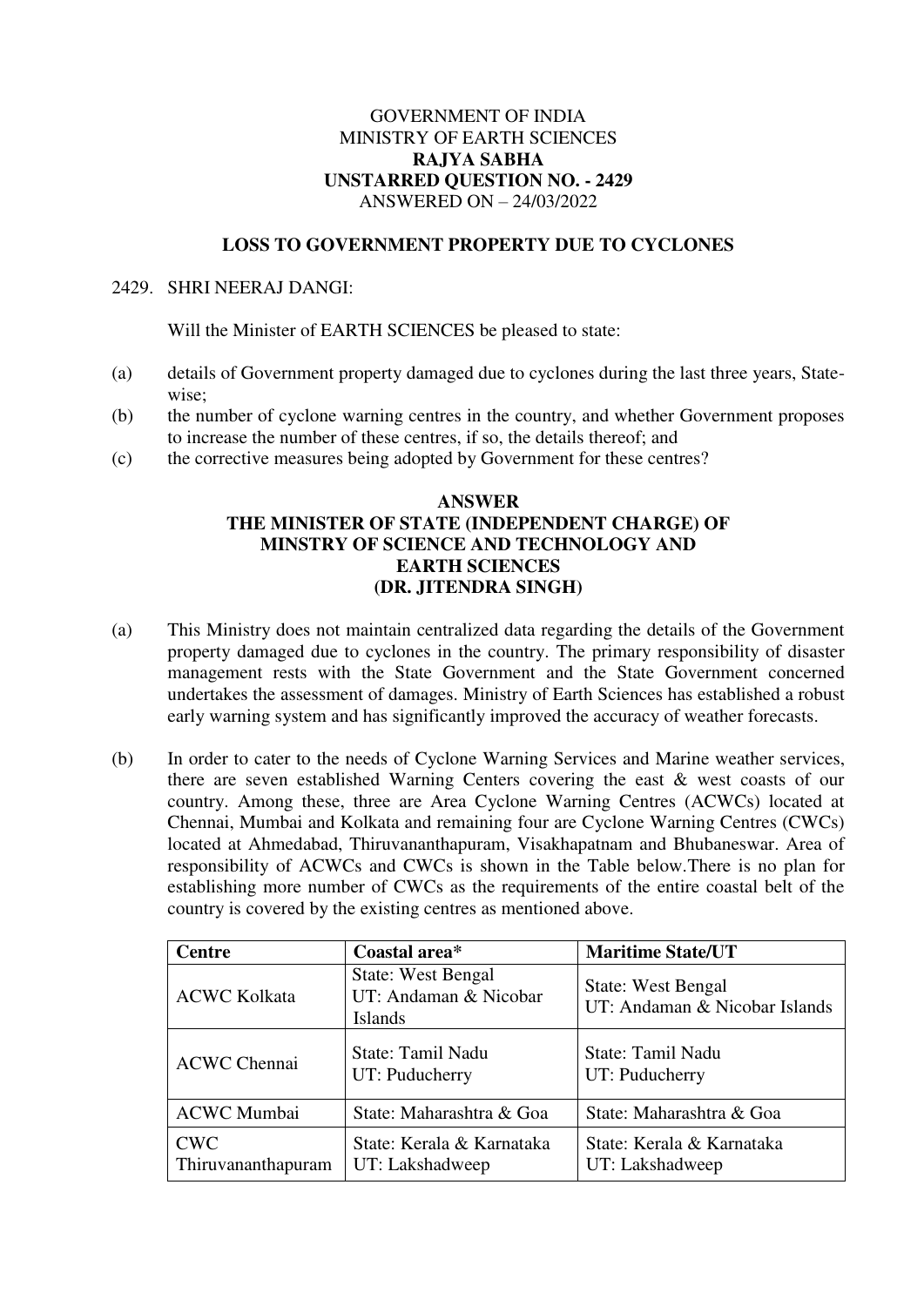GOVERNMENT OF INDIA
MINISTRY OF EARTH SCIENCES
**RAJYA SABHA**
**UNSTARRED QUESTION NO. - 2429**
ANSWERED ON – 24/03/2022

## LOSS TO GOVERNMENT PROPERTY DUE TO CYCLONES

2429. SHRI NEERAJ DANGI:

Will the Minister of EARTH SCIENCES be pleased to state:

(a) details of Government property damaged due to cyclones during the last three years, State-wise;
(b) the number of cyclone warning centres in the country, and whether Government proposes to increase the number of these centres, if so, the details thereof; and
(c) the corrective measures being adopted by Government for these centres?

**ANSWER**
**THE MINISTER OF STATE (INDEPENDENT CHARGE) OF MINSTRY OF SCIENCE AND TECHNOLOGY AND EARTH SCIENCES**
**(DR. JITENDRA SINGH)**

(a) This Ministry does not maintain centralized data regarding the details of the Government property damaged due to cyclones in the country. The primary responsibility of disaster management rests with the State Government and the State Government concerned undertakes the assessment of damages. Ministry of Earth Sciences has established a robust early warning system and has significantly improved the accuracy of weather forecasts.

(b) In order to cater to the needs of Cyclone Warning Services and Marine weather services, there are seven established Warning Centers covering the east & west coasts of our country. Among these, three are Area Cyclone Warning Centres (ACWCs) located at Chennai, Mumbai and Kolkata and remaining four are Cyclone Warning Centres (CWCs) located at Ahmedabad, Thiruvananthapuram, Visakhapatnam and Bhubaneswar. Area of responsibility of ACWCs and CWCs is shown in the Table below.There is no plan for establishing more number of CWCs as the requirements of the entire coastal belt of the country is covered by the existing centres as mentioned above.

| Centre | Coastal area* | Maritime State/UT |
|---|---|---|
| ACWC Kolkata | State: West Bengal<br>UT: Andaman & Nicobar Islands | State: West Bengal<br>UT: Andaman & Nicobar Islands |
| ACWC Chennai | State: Tamil Nadu<br>UT: Puducherry | State: Tamil Nadu<br>UT: Puducherry |
| ACWC Mumbai | State: Maharashtra & Goa | State: Maharashtra & Goa |
| CWC Thiruvananthapuram | State: Kerala & Karnataka<br>UT: Lakshadweep | State: Kerala & Karnataka<br>UT: Lakshadweep |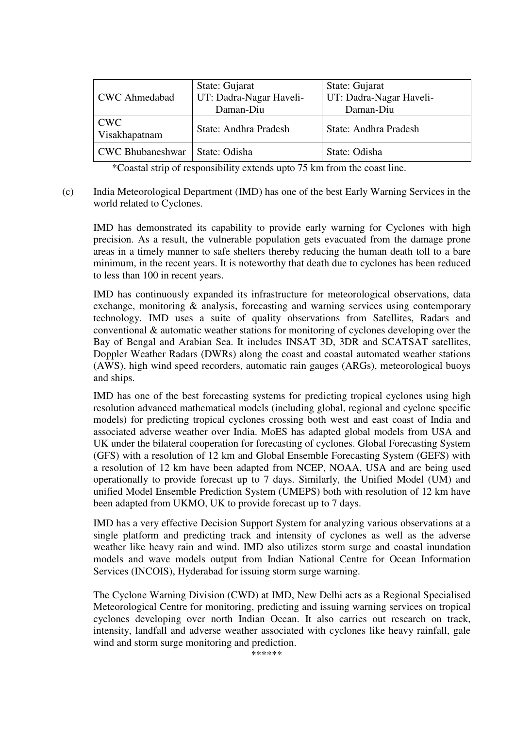| | | |
|---|---|---|
| CWC Ahmedabad | State: Gujarat<br>UT: Dadra-Nagar Haveli-Daman-Diu | State: Gujarat<br>UT: Dadra-Nagar Haveli-Daman-Diu |
| CWC Visakhapatnam | State: Andhra Pradesh | State: Andhra Pradesh |
| CWC Bhubaneshwar | State: Odisha | State: Odisha |

*Coastal strip of responsibility extends upto 75 km from the coast line.

(c) India Meteorological Department (IMD) has one of the best Early Warning Services in the world related to Cyclones.

IMD has demonstrated its capability to provide early warning for Cyclones with high precision. As a result, the vulnerable population gets evacuated from the damage prone areas in a timely manner to safe shelters thereby reducing the human death toll to a bare minimum, in the recent years. It is noteworthy that death due to cyclones has been reduced to less than 100 in recent years.

IMD has continuously expanded its infrastructure for meteorological observations, data exchange, monitoring & analysis, forecasting and warning services using contemporary technology. IMD uses a suite of quality observations from Satellites, Radars and conventional & automatic weather stations for monitoring of cyclones developing over the Bay of Bengal and Arabian Sea. It includes INSAT 3D, 3DR and SCATSAT satellites, Doppler Weather Radars (DWRs) along the coast and coastal automated weather stations (AWS), high wind speed recorders, automatic rain gauges (ARGs), meteorological buoys and ships.

IMD has one of the best forecasting systems for predicting tropical cyclones using high resolution advanced mathematical models (including global, regional and cyclone specific models) for predicting tropical cyclones crossing both west and east coast of India and associated adverse weather over India. MoES has adapted global models from USA and UK under the bilateral cooperation for forecasting of cyclones. Global Forecasting System (GFS) with a resolution of 12 km and Global Ensemble Forecasting System (GEFS) with a resolution of 12 km have been adapted from NCEP, NOAA, USA and are being used operationally to provide forecast up to 7 days. Similarly, the Unified Model (UM) and unified Model Ensemble Prediction System (UMEPS) both with resolution of 12 km have been adapted from UKMO, UK to provide forecast up to 7 days.

IMD has a very effective Decision Support System for analyzing various observations at a single platform and predicting track and intensity of cyclones as well as the adverse weather like heavy rain and wind. IMD also utilizes storm surge and coastal inundation models and wave models output from Indian National Centre for Ocean Information Services (INCOIS), Hyderabad for issuing storm surge warning.

The Cyclone Warning Division (CWD) at IMD, New Delhi acts as a Regional Specialised Meteorological Centre for monitoring, predicting and issuing warning services on tropical cyclones developing over north Indian Ocean. It also carries out research on track, intensity, landfall and adverse weather associated with cyclones like heavy rainfall, gale wind and storm surge monitoring and prediction.

******